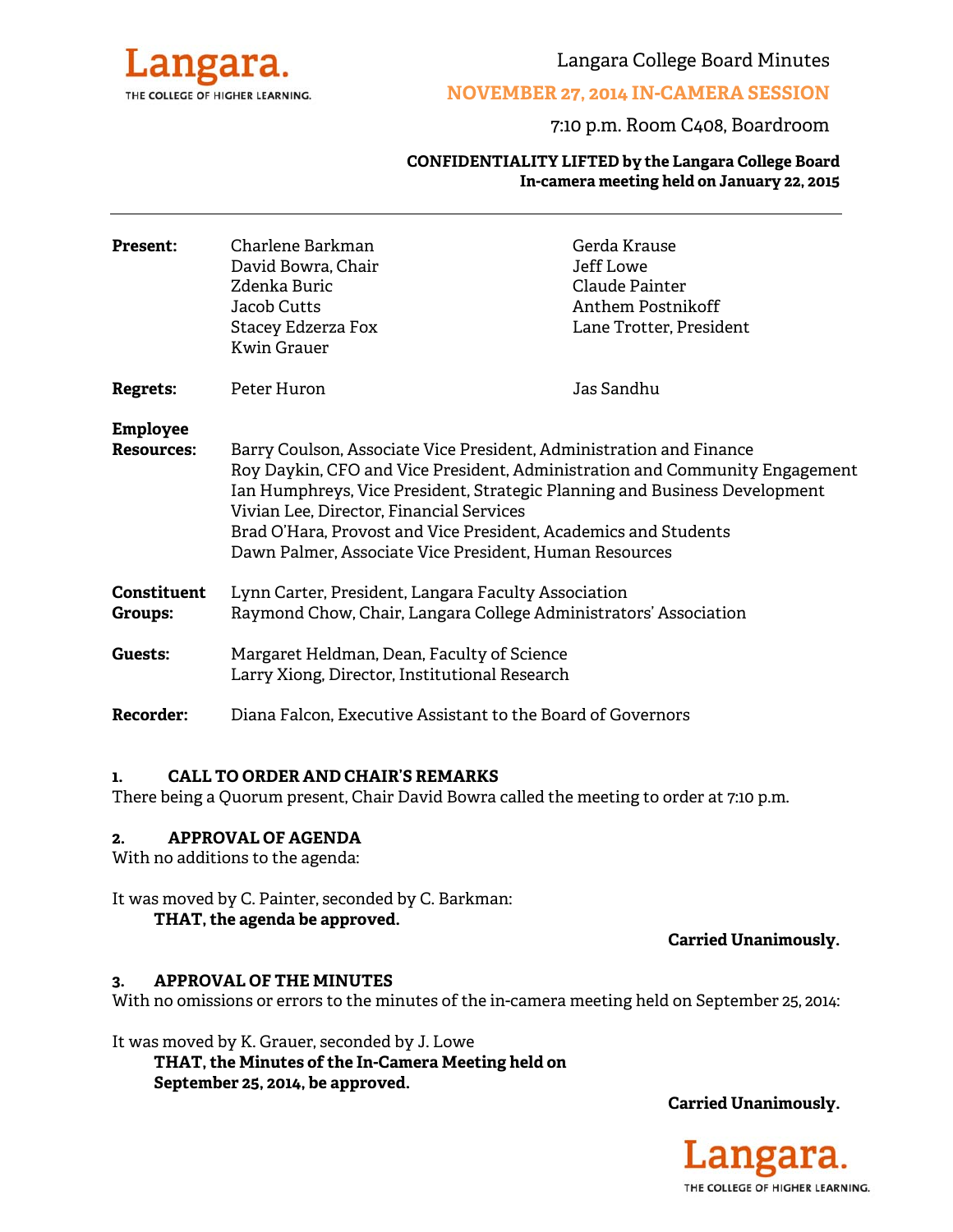Langara.
THE COLLEGE OF HIGHER LEARNING.

# Langara College Board Minutes

## NOVEMBER 27, 2014 IN-CAMERA SESSION

7:10 p.m. Room C408, Boardroom

**CONFIDENTIALITY LIFTED by the Langara College Board**
**In-camera meeting held on January 22, 2015**

---

**Present:**
Charlene Barkman
David Bowra, Chair
Zdenka Buric
Jacob Cutts
Stacey Edzerza Fox
Kwin Grauer
Gerda Krause
Jeff Lowe
Claude Painter
Anthem Postnikoff
Lane Trotter, President

**Regrets:**
Peter Huron
Jas Sandhu

**Employee Resources:**
Barry Coulson, Associate Vice President, Administration and Finance
Roy Daykin, CFO and Vice President, Administration and Community Engagement
Ian Humphreys, Vice President, Strategic Planning and Business Development
Vivian Lee, Director, Financial Services
Brad O'Hara, Provost and Vice President, Academics and Students
Dawn Palmer, Associate Vice President, Human Resources

**Constituent Groups:**
Lynn Carter, President, Langara Faculty Association
Raymond Chow, Chair, Langara College Administrators' Association

**Guests:**
Margaret Heldman, Dean, Faculty of Science
Larry Xiong, Director, Institutional Research

**Recorder:**
Diana Falcon, Executive Assistant to the Board of Governors

### 1. CALL TO ORDER AND CHAIR'S REMARKS

There being a Quorum present, Chair David Bowra called the meeting to order at 7:10 p.m.

### 2. APPROVAL OF AGENDA

With no additions to the agenda:

It was moved by C. Painter, seconded by C. Barkman:

**THAT, the agenda be approved.**

**Carried Unanimously.**

### 3. APPROVAL OF THE MINUTES

With no omissions or errors to the minutes of the in-camera meeting held on September 25, 2014:

It was moved by K. Grauer, seconded by J. Lowe

**THAT, the Minutes of the In-Camera Meeting held on September 25, 2014, be approved.**

**Carried Unanimously.**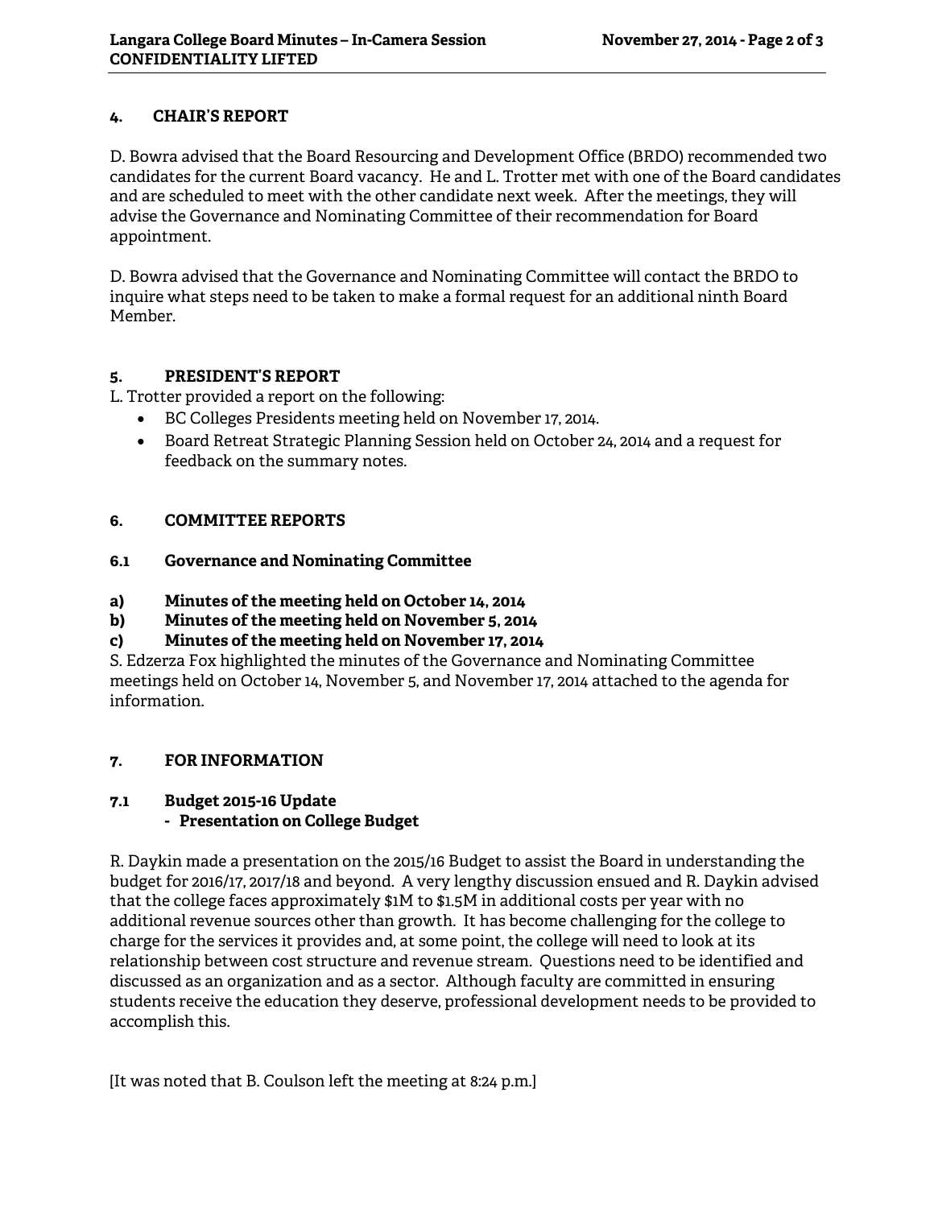## 4. CHAIR'S REPORT

D. Bowra advised that the Board Resourcing and Development Office (BRDO) recommended two candidates for the current Board vacancy. He and L. Trotter met with one of the Board candidates and are scheduled to meet with the other candidate next week. After the meetings, they will advise the Governance and Nominating Committee of their recommendation for Board appointment.

D. Bowra advised that the Governance and Nominating Committee will contact the BRDO to inquire what steps need to be taken to make a formal request for an additional ninth Board Member.

## 5. PRESIDENT'S REPORT

L. Trotter provided a report on the following:

- BC Colleges Presidents meeting held on November 17, 2014.
- Board Retreat Strategic Planning Session held on October 24, 2014 and a request for feedback on the summary notes.

## 6. COMMITTEE REPORTS

### 6.1 Governance and Nominating Committee

**a) Minutes of the meeting held on October 14, 2014**
**b) Minutes of the meeting held on November 5, 2014**
**c) Minutes of the meeting held on November 17, 2014**

S. Edzerza Fox highlighted the minutes of the Governance and Nominating Committee meetings held on October 14, November 5, and November 17, 2014 attached to the agenda for information.

## 7. FOR INFORMATION

### 7.1 Budget 2015-16 Update
**- Presentation on College Budget**

R. Daykin made a presentation on the 2015/16 Budget to assist the Board in understanding the budget for 2016/17, 2017/18 and beyond. A very lengthy discussion ensued and R. Daykin advised that the college faces approximately $1M to $1.5M in additional costs per year with no additional revenue sources other than growth. It has become challenging for the college to charge for the services it provides and, at some point, the college will need to look at its relationship between cost structure and revenue stream. Questions need to be identified and discussed as an organization and as a sector. Although faculty are committed in ensuring students receive the education they deserve, professional development needs to be provided to accomplish this.

[It was noted that B. Coulson left the meeting at 8:24 p.m.]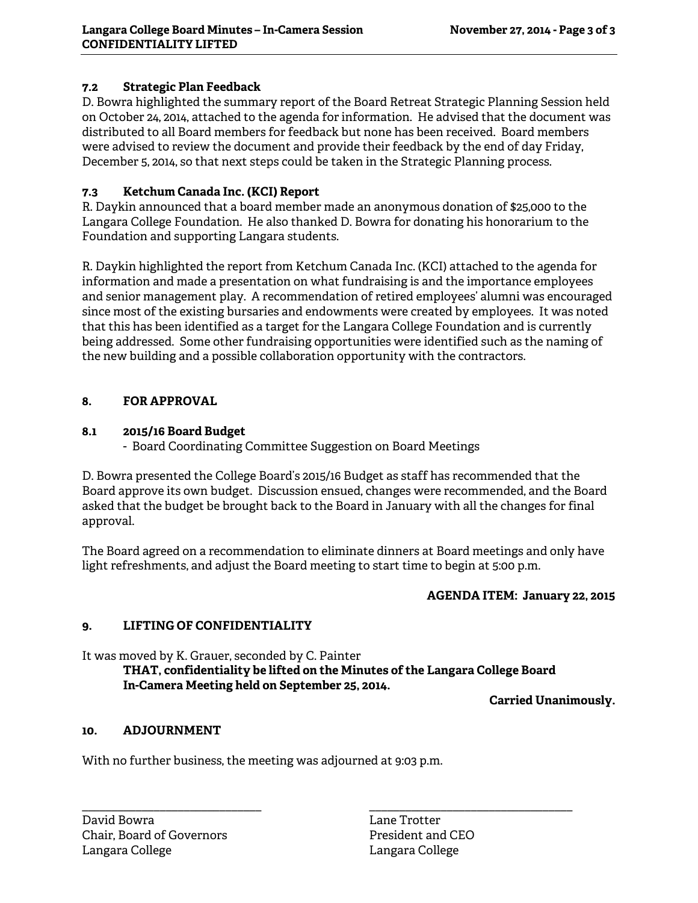### 7.2 Strategic Plan Feedback

D. Bowra highlighted the summary report of the Board Retreat Strategic Planning Session held on October 24, 2014, attached to the agenda for information. He advised that the document was distributed to all Board members for feedback but none has been received. Board members were advised to review the document and provide their feedback by the end of day Friday, December 5, 2014, so that next steps could be taken in the Strategic Planning process.

### 7.3 Ketchum Canada Inc. (KCI) Report

R. Daykin announced that a board member made an anonymous donation of $25,000 to the Langara College Foundation. He also thanked D. Bowra for donating his honorarium to the Foundation and supporting Langara students.

R. Daykin highlighted the report from Ketchum Canada Inc. (KCI) attached to the agenda for information and made a presentation on what fundraising is and the importance employees and senior management play. A recommendation of retired employees' alumni was encouraged since most of the existing bursaries and endowments were created by employees. It was noted that this has been identified as a target for the Langara College Foundation and is currently being addressed. Some other fundraising opportunities were identified such as the naming of the new building and a possible collaboration opportunity with the contractors.

## 8. FOR APPROVAL

### 8.1 2015/16 Board Budget

- Board Coordinating Committee Suggestion on Board Meetings

D. Bowra presented the College Board's 2015/16 Budget as staff has recommended that the Board approve its own budget. Discussion ensued, changes were recommended, and the Board asked that the budget be brought back to the Board in January with all the changes for final approval.

The Board agreed on a recommendation to eliminate dinners at Board meetings and only have light refreshments, and adjust the Board meeting to start time to begin at 5:00 p.m.

**AGENDA ITEM: January 22, 2015**

## 9. LIFTING OF CONFIDENTIALITY

It was moved by K. Grauer, seconded by C. Painter

**THAT, confidentiality be lifted on the Minutes of the Langara College Board In-Camera Meeting held on September 25, 2014.**

**Carried Unanimously.**

## 10. ADJOURNMENT

With no further business, the meeting was adjourned at 9:03 p.m.

\_\_\_\_\_\_\_\_\_\_\_\_\_\_\_\_\_\_\_\_\_\_\_\_\_\_\_\_\_\_
David Bowra
Chair, Board of Governors
Langara College

\_\_\_\_\_\_\_\_\_\_\_\_\_\_\_\_\_\_\_\_\_\_\_\_\_\_\_\_\_\_
Lane Trotter
President and CEO
Langara College